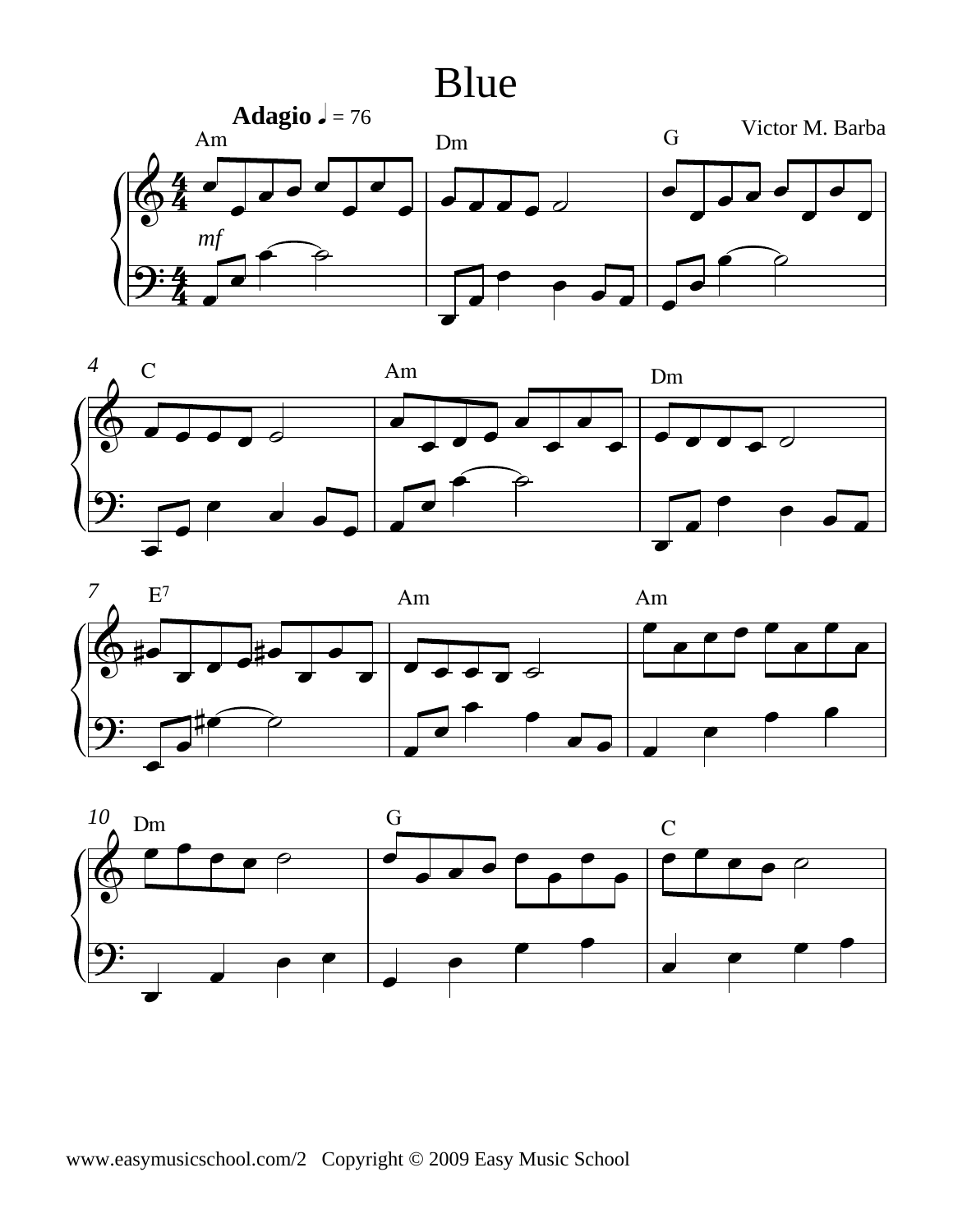# Blue

**Adagio** ♩ = 76

Victor M. Barba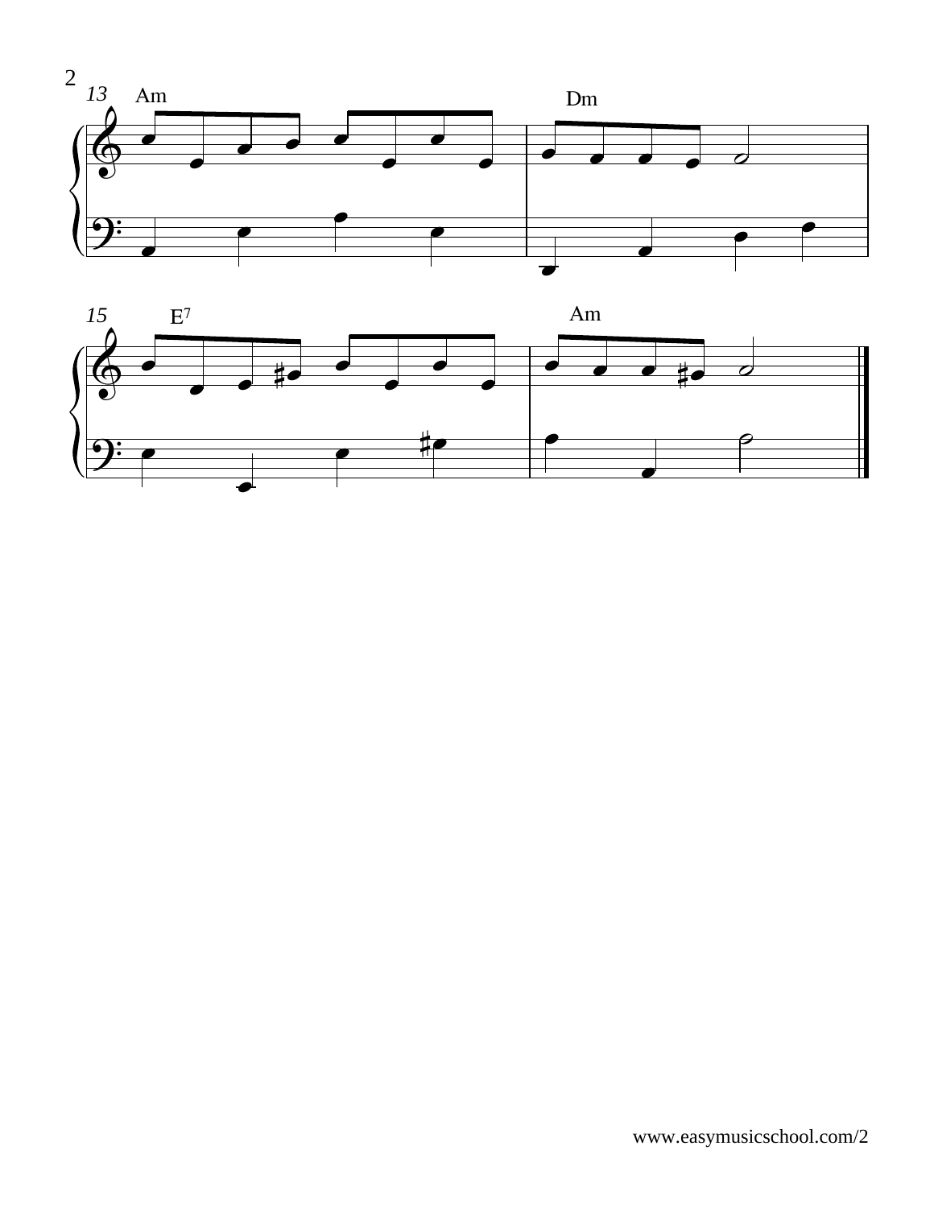13

Am

Dm

15

E7

Am